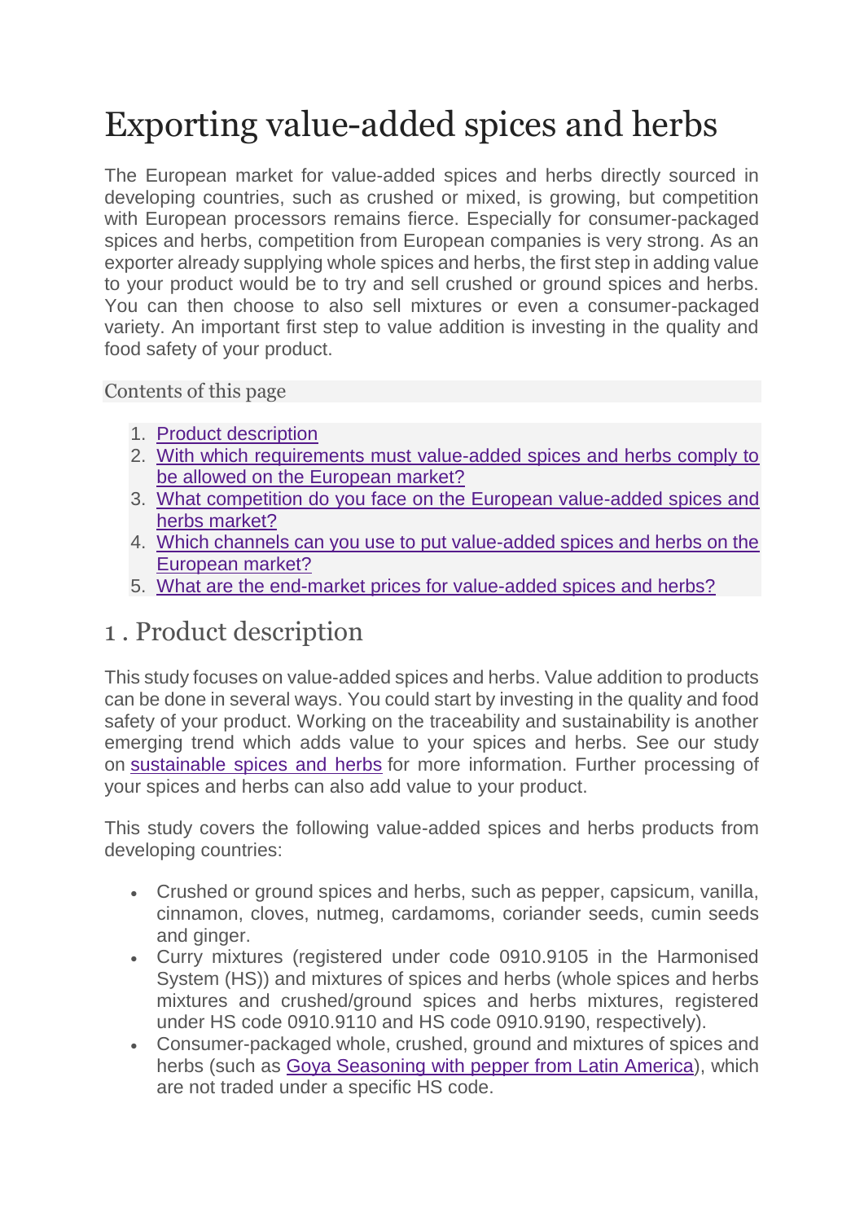# Exporting value-added spices and herbs

The European market for value-added spices and herbs directly sourced in developing countries, such as crushed or mixed, is growing, but competition with European processors remains fierce. Especially for consumer-packaged spices and herbs, competition from European companies is very strong. As an exporter already supplying whole spices and herbs, the first step in adding value to your product would be to try and sell crushed or ground spices and herbs. You can then choose to also sell mixtures or even a consumer-packaged variety. An important first step to value addition is investing in the quality and food safety of your product.

Contents of this page

1. Product description
2. With which requirements must value-added spices and herbs comply to be allowed on the European market?
3. What competition do you face on the European value-added spices and herbs market?
4. Which channels can you use to put value-added spices and herbs on the European market?
5. What are the end-market prices for value-added spices and herbs?

## 1 . Product description

This study focuses on value-added spices and herbs. Value addition to products can be done in several ways. You could start by investing in the quality and food safety of your product. Working on the traceability and sustainability is another emerging trend which adds value to your spices and herbs. See our study on sustainable spices and herbs for more information. Further processing of your spices and herbs can also add value to your product.

This study covers the following value-added spices and herbs products from developing countries:

- Crushed or ground spices and herbs, such as pepper, capsicum, vanilla, cinnamon, cloves, nutmeg, cardamoms, coriander seeds, cumin seeds and ginger.
- Curry mixtures (registered under code 0910.9105 in the Harmonised System (HS)) and mixtures of spices and herbs (whole spices and herbs mixtures and crushed/ground spices and herbs mixtures, registered under HS code 0910.9110 and HS code 0910.9190, respectively).
- Consumer-packaged whole, crushed, ground and mixtures of spices and herbs (such as Goya Seasoning with pepper from Latin America), which are not traded under a specific HS code.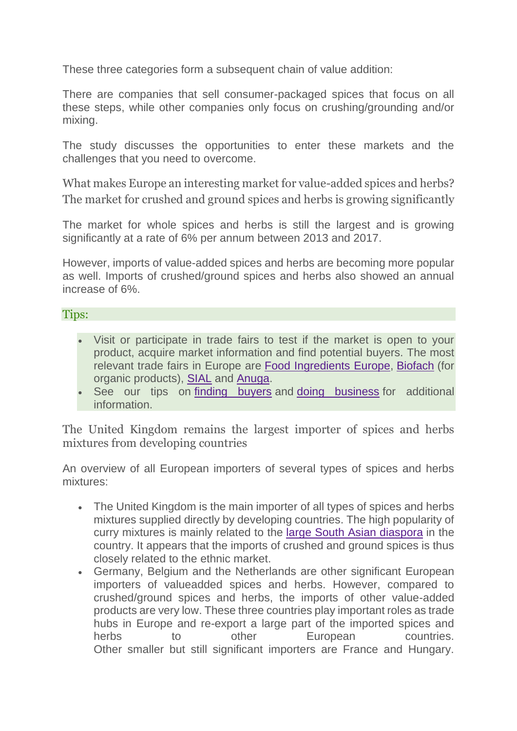These three categories form a subsequent chain of value addition:

There are companies that sell consumer-packaged spices that focus on all these steps, while other companies only focus on crushing/grounding and/or mixing.

The study discusses the opportunities to enter these markets and the challenges that you need to overcome.

## What makes Europe an interesting market for value-added spices and herbs?

### The market for crushed and ground spices and herbs is growing significantly

The market for whole spices and herbs is still the largest and is growing significantly at a rate of 6% per annum between 2013 and 2017.

However, imports of value-added spices and herbs are becoming more popular as well. Imports of crushed/ground spices and herbs also showed an annual increase of 6%.

**Tips:**

- Visit or participate in trade fairs to test if the market is open to your product, acquire market information and find potential buyers. The most relevant trade fairs in Europe are Food Ingredients Europe, Biofach (for organic products), SIAL and Anuga.
- See our tips on finding buyers and doing business for additional information.

### The United Kingdom remains the largest importer of spices and herbs mixtures from developing countries

An overview of all European importers of several types of spices and herbs mixtures:

- The United Kingdom is the main importer of all types of spices and herbs mixtures supplied directly by developing countries. The high popularity of curry mixtures is mainly related to the large South Asian diaspora in the country. It appears that the imports of crushed and ground spices is thus closely related to the ethnic market.
- Germany, Belgium and the Netherlands are other significant European importers of valueadded spices and herbs. However, compared to crushed/ground spices and herbs, the imports of other value-added products are very low. These three countries play important roles as trade hubs in Europe and re-export a large part of the imported spices and herbs to other European countries. Other smaller but still significant importers are France and Hungary.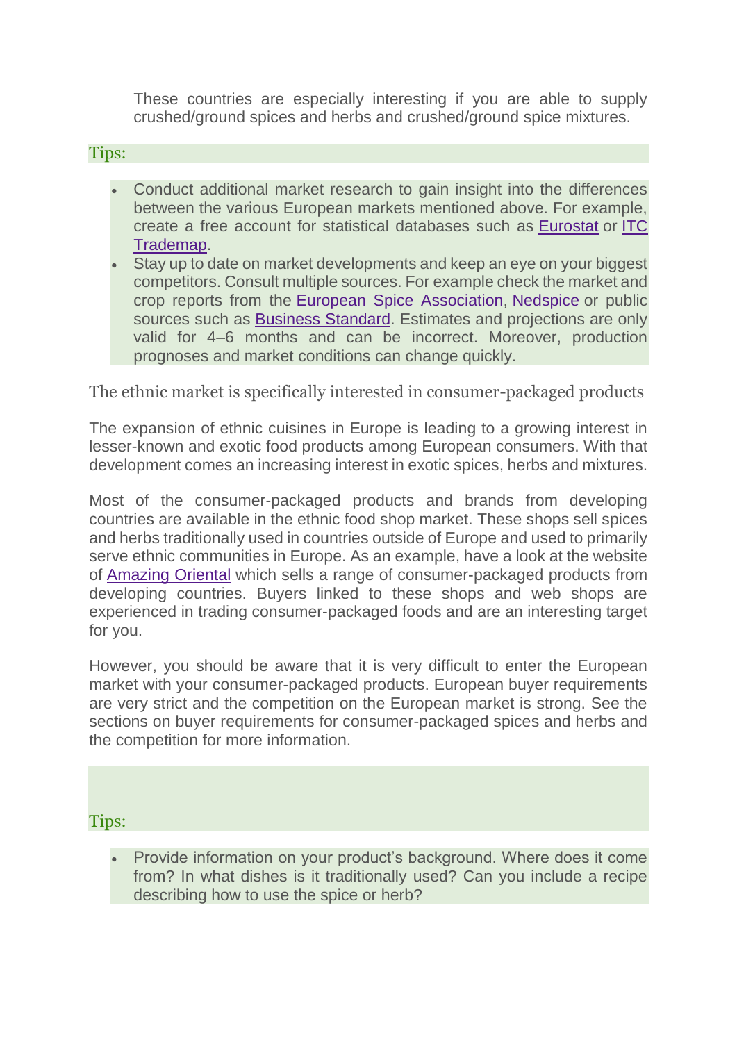These countries are especially interesting if you are able to supply crushed/ground spices and herbs and crushed/ground spice mixtures.

Tips:

- Conduct additional market research to gain insight into the differences between the various European markets mentioned above. For example, create a free account for statistical databases such as Eurostat or ITC Trademap.
- Stay up to date on market developments and keep an eye on your biggest competitors. Consult multiple sources. For example check the market and crop reports from the European Spice Association, Nedspice or public sources such as Business Standard. Estimates and projections are only valid for 4–6 months and can be incorrect. Moreover, production prognoses and market conditions can change quickly.

### The ethnic market is specifically interested in consumer-packaged products

The expansion of ethnic cuisines in Europe is leading to a growing interest in lesser-known and exotic food products among European consumers. With that development comes an increasing interest in exotic spices, herbs and mixtures.

Most of the consumer-packaged products and brands from developing countries are available in the ethnic food shop market. These shops sell spices and herbs traditionally used in countries outside of Europe and used to primarily serve ethnic communities in Europe. As an example, have a look at the website of Amazing Oriental which sells a range of consumer-packaged products from developing countries. Buyers linked to these shops and web shops are experienced in trading consumer-packaged foods and are an interesting target for you.

However, you should be aware that it is very difficult to enter the European market with your consumer-packaged products. European buyer requirements are very strict and the competition on the European market is strong. See the sections on buyer requirements for consumer-packaged spices and herbs and the competition for more information.

Tips:

- Provide information on your product's background. Where does it come from? In what dishes is it traditionally used? Can you include a recipe describing how to use the spice or herb?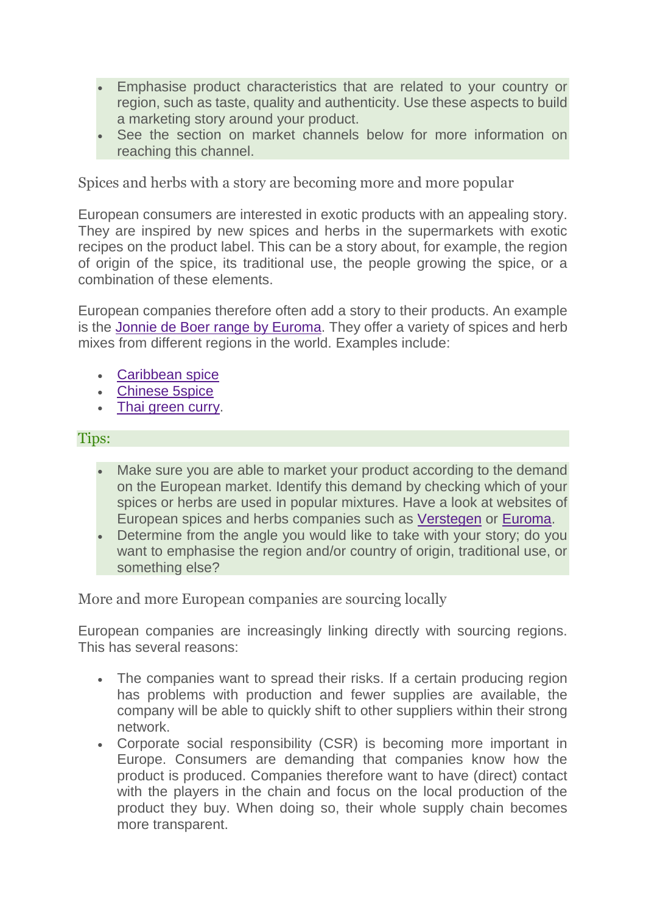- Emphasise product characteristics that are related to your country or region, such as taste, quality and authenticity. Use these aspects to build a marketing story around your product.
- See the section on market channels below for more information on reaching this channel.

### Spices and herbs with a story are becoming more and more popular

European consumers are interested in exotic products with an appealing story. They are inspired by new spices and herbs in the supermarkets with exotic recipes on the product label. This can be a story about, for example, the region of origin of the spice, its traditional use, the people growing the spice, or a combination of these elements.

European companies therefore often add a story to their products. An example is the Jonnie de Boer range by Euroma. They offer a variety of spices and herb mixes from different regions in the world. Examples include:

- Caribbean spice
- Chinese 5spice
- Thai green curry.

Tips:

- Make sure you are able to market your product according to the demand on the European market. Identify this demand by checking which of your spices or herbs are used in popular mixtures. Have a look at websites of European spices and herbs companies such as Verstegen or Euroma.
- Determine from the angle you would like to take with your story; do you want to emphasise the region and/or country of origin, traditional use, or something else?

### More and more European companies are sourcing locally

European companies are increasingly linking directly with sourcing regions. This has several reasons:

- The companies want to spread their risks. If a certain producing region has problems with production and fewer supplies are available, the company will be able to quickly shift to other suppliers within their strong network.
- Corporate social responsibility (CSR) is becoming more important in Europe. Consumers are demanding that companies know how the product is produced. Companies therefore want to have (direct) contact with the players in the chain and focus on the local production of the product they buy. When doing so, their whole supply chain becomes more transparent.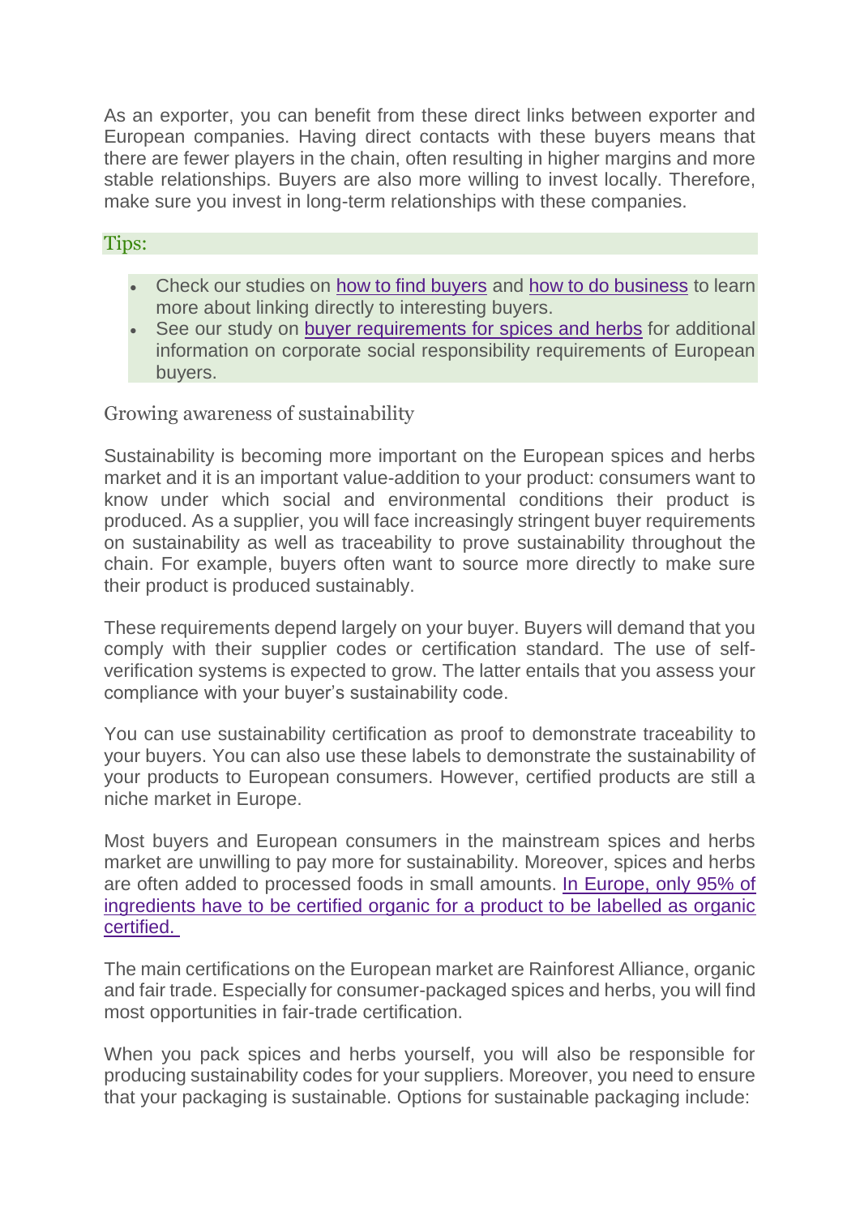As an exporter, you can benefit from these direct links between exporter and European companies. Having direct contacts with these buyers means that there are fewer players in the chain, often resulting in higher margins and more stable relationships. Buyers are also more willing to invest locally. Therefore, make sure you invest in long-term relationships with these companies.

Tips:

- Check our studies on [how to find buyers]() and [how to do business]() to learn more about linking directly to interesting buyers.
- See our study on [buyer requirements for spices and herbs]() for additional information on corporate social responsibility requirements of European buyers.

### Growing awareness of sustainability

Sustainability is becoming more important on the European spices and herbs market and it is an important value-addition to your product: consumers want to know under which social and environmental conditions their product is produced. As a supplier, you will face increasingly stringent buyer requirements on sustainability as well as traceability to prove sustainability throughout the chain. For example, buyers often want to source more directly to make sure their product is produced sustainably.

These requirements depend largely on your buyer. Buyers will demand that you comply with their supplier codes or certification standard. The use of self-verification systems is expected to grow. The latter entails that you assess your compliance with your buyer's sustainability code.

You can use sustainability certification as proof to demonstrate traceability to your buyers. You can also use these labels to demonstrate the sustainability of your products to European consumers. However, certified products are still a niche market in Europe.

Most buyers and European consumers in the mainstream spices and herbs market are unwilling to pay more for sustainability. Moreover, spices and herbs are often added to processed foods in small amounts. [In Europe, only 95% of ingredients have to be certified organic for a product to be labelled as organic certified.]()

The main certifications on the European market are Rainforest Alliance, organic and fair trade. Especially for consumer-packaged spices and herbs, you will find most opportunities in fair-trade certification.

When you pack spices and herbs yourself, you will also be responsible for producing sustainability codes for your suppliers. Moreover, you need to ensure that your packaging is sustainable. Options for sustainable packaging include: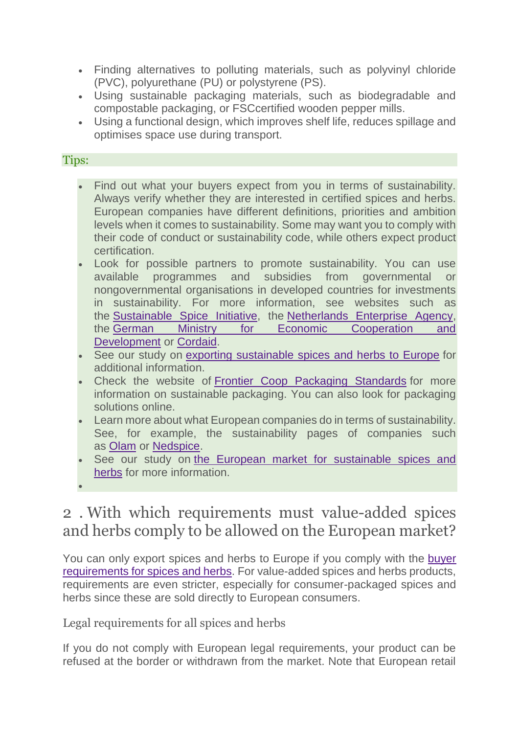- Finding alternatives to polluting materials, such as polyvinyl chloride (PVC), polyurethane (PU) or polystyrene (PS).
- Using sustainable packaging materials, such as biodegradable and compostable packaging, or FSCcertified wooden pepper mills.
- Using a functional design, which improves shelf life, reduces spillage and optimises space use during transport.

Tips:

- Find out what your buyers expect from you in terms of sustainability. Always verify whether they are interested in certified spices and herbs. European companies have different definitions, priorities and ambition levels when it comes to sustainability. Some may want you to comply with their code of conduct or sustainability code, while others expect product certification.
- Look for possible partners to promote sustainability. You can use available programmes and subsidies from governmental or nongovernmental organisations in developed countries for investments in sustainability. For more information, see websites such as the Sustainable Spice Initiative, the Netherlands Enterprise Agency, the German Ministry for Economic Cooperation and Development or Cordaid.
- See our study on exporting sustainable spices and herbs to Europe for additional information.
- Check the website of Frontier Coop Packaging Standards for more information on sustainable packaging. You can also look for packaging solutions online.
- Learn more about what European companies do in terms of sustainability. See, for example, the sustainability pages of companies such as Olam or Nedspice.
- See our study on the European market for sustainable spices and herbs for more information.

## 2 . With which requirements must value-added spices and herbs comply to be allowed on the European market?

You can only export spices and herbs to Europe if you comply with the buyer requirements for spices and herbs. For value-added spices and herbs products, requirements are even stricter, especially for consumer-packaged spices and herbs since these are sold directly to European consumers.

### Legal requirements for all spices and herbs

If you do not comply with European legal requirements, your product can be refused at the border or withdrawn from the market. Note that European retail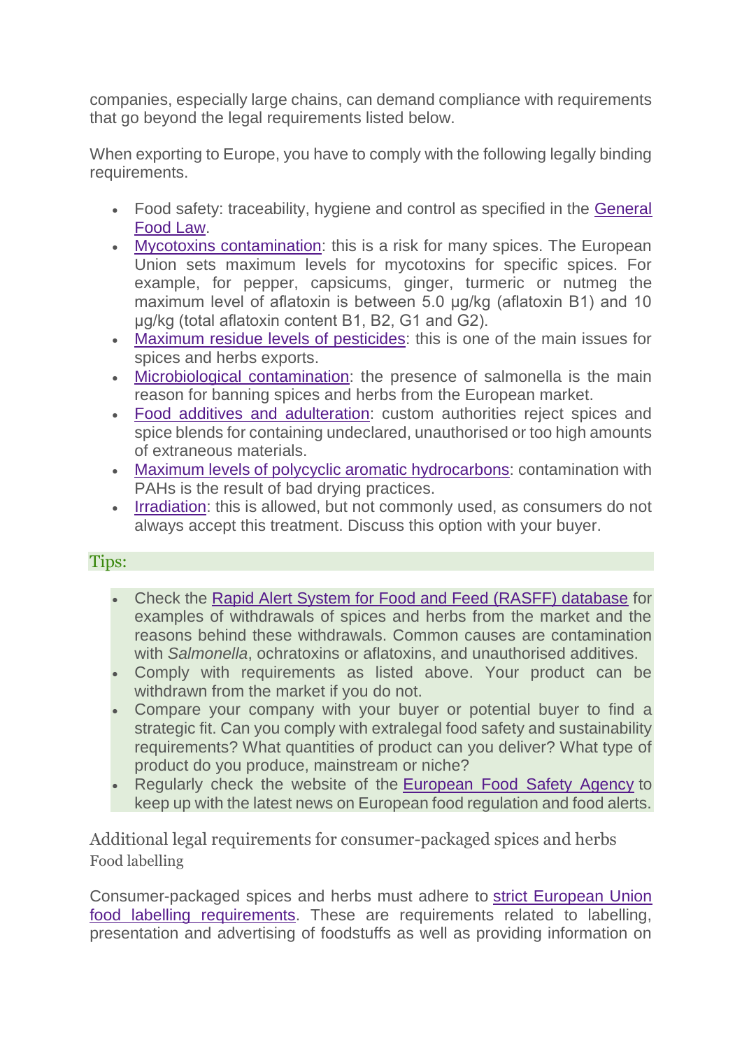companies, especially large chains, can demand compliance with requirements that go beyond the legal requirements listed below.

When exporting to Europe, you have to comply with the following legally binding requirements.

- Food safety: traceability, hygiene and control as specified in the General Food Law.
- Mycotoxins contamination: this is a risk for many spices. The European Union sets maximum levels for mycotoxins for specific spices. For example, for pepper, capsicums, ginger, turmeric or nutmeg the maximum level of aflatoxin is between 5.0 µg/kg (aflatoxin B1) and 10 µg/kg (total aflatoxin content B1, B2, G1 and G2).
- Maximum residue levels of pesticides: this is one of the main issues for spices and herbs exports.
- Microbiological contamination: the presence of salmonella is the main reason for banning spices and herbs from the European market.
- Food additives and adulteration: custom authorities reject spices and spice blends for containing undeclared, unauthorised or too high amounts of extraneous materials.
- Maximum levels of polycyclic aromatic hydrocarbons: contamination with PAHs is the result of bad drying practices.
- Irradiation: this is allowed, but not commonly used, as consumers do not always accept this treatment. Discuss this option with your buyer.

Tips:

- Check the Rapid Alert System for Food and Feed (RASFF) database for examples of withdrawals of spices and herbs from the market and the reasons behind these withdrawals. Common causes are contamination with *Salmonella*, ochratoxins or aflatoxins, and unauthorised additives.
- Comply with requirements as listed above. Your product can be withdrawn from the market if you do not.
- Compare your company with your buyer or potential buyer to find a strategic fit. Can you comply with extralegal food safety and sustainability requirements? What quantities of product can you deliver? What type of product do you produce, mainstream or niche?
- Regularly check the website of the European Food Safety Agency to keep up with the latest news on European food regulation and food alerts.

## Additional legal requirements for consumer-packaged spices and herbs

### Food labelling

Consumer-packaged spices and herbs must adhere to strict European Union food labelling requirements. These are requirements related to labelling, presentation and advertising of foodstuffs as well as providing information on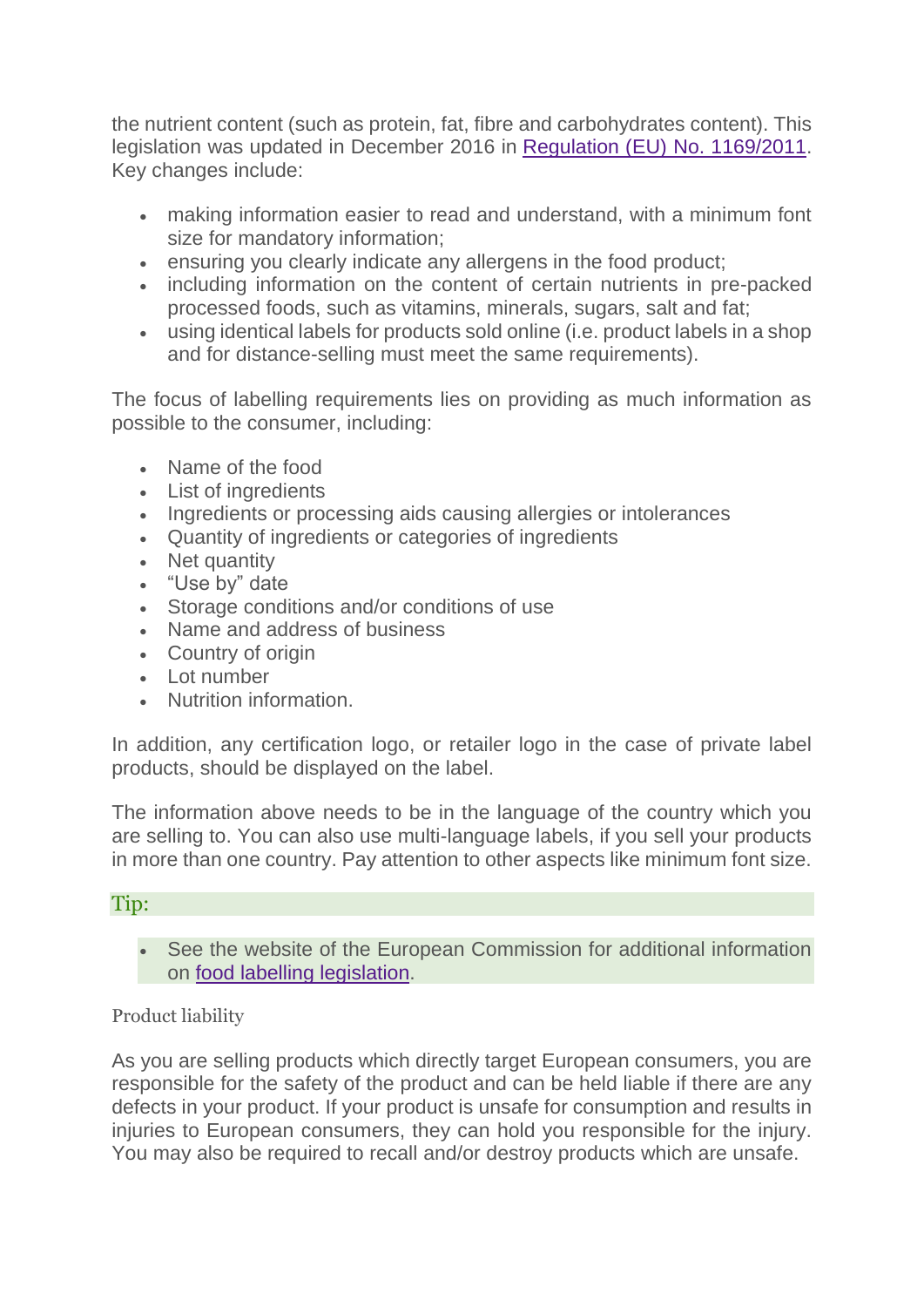the nutrient content (such as protein, fat, fibre and carbohydrates content). This legislation was updated in December 2016 in [Regulation (EU) No. 1169/2011](). Key changes include:

- making information easier to read and understand, with a minimum font size for mandatory information;
- ensuring you clearly indicate any allergens in the food product;
- including information on the content of certain nutrients in pre-packed processed foods, such as vitamins, minerals, sugars, salt and fat;
- using identical labels for products sold online (i.e. product labels in a shop and for distance-selling must meet the same requirements).

The focus of labelling requirements lies on providing as much information as possible to the consumer, including:

- Name of the food
- List of ingredients
- Ingredients or processing aids causing allergies or intolerances
- Quantity of ingredients or categories of ingredients
- Net quantity
- “Use by” date
- Storage conditions and/or conditions of use
- Name and address of business
- Country of origin
- Lot number
- Nutrition information.

In addition, any certification logo, or retailer logo in the case of private label products, should be displayed on the label.

The information above needs to be in the language of the country which you are selling to. You can also use multi-language labels, if you sell your products in more than one country. Pay attention to other aspects like minimum font size.

Tip:

- See the website of the European Commission for additional information on [food labelling legislation]().

### Product liability

As you are selling products which directly target European consumers, you are responsible for the safety of the product and can be held liable if there are any defects in your product. If your product is unsafe for consumption and results in injuries to European consumers, they can hold you responsible for the injury. You may also be required to recall and/or destroy products which are unsafe.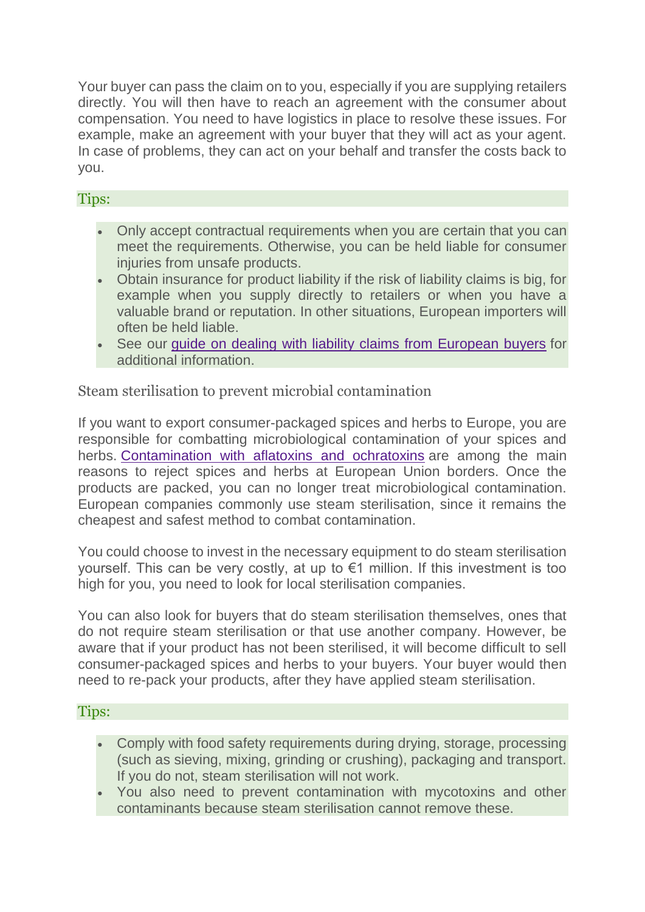Your buyer can pass the claim on to you, especially if you are supplying retailers directly. You will then have to reach an agreement with the consumer about compensation. You need to have logistics in place to resolve these issues. For example, make an agreement with your buyer that they will act as your agent. In case of problems, they can act on your behalf and transfer the costs back to you.

Tips:

- Only accept contractual requirements when you are certain that you can meet the requirements. Otherwise, you can be held liable for consumer injuries from unsafe products.
- Obtain insurance for product liability if the risk of liability claims is big, for example when you supply directly to retailers or when you have a valuable brand or reputation. In other situations, European importers will often be held liable.
- See our guide on dealing with liability claims from European buyers for additional information.

### Steam sterilisation to prevent microbial contamination

If you want to export consumer-packaged spices and herbs to Europe, you are responsible for combatting microbiological contamination of your spices and herbs. Contamination with aflatoxins and ochratoxins are among the main reasons to reject spices and herbs at European Union borders. Once the products are packed, you can no longer treat microbiological contamination. European companies commonly use steam sterilisation, since it remains the cheapest and safest method to combat contamination.

You could choose to invest in the necessary equipment to do steam sterilisation yourself. This can be very costly, at up to €1 million. If this investment is too high for you, you need to look for local sterilisation companies.

You can also look for buyers that do steam sterilisation themselves, ones that do not require steam sterilisation or that use another company. However, be aware that if your product has not been sterilised, it will become difficult to sell consumer-packaged spices and herbs to your buyers. Your buyer would then need to re-pack your products, after they have applied steam sterilisation.

Tips:

- Comply with food safety requirements during drying, storage, processing (such as sieving, mixing, grinding or crushing), packaging and transport. If you do not, steam sterilisation will not work.
- You also need to prevent contamination with mycotoxins and other contaminants because steam sterilisation cannot remove these.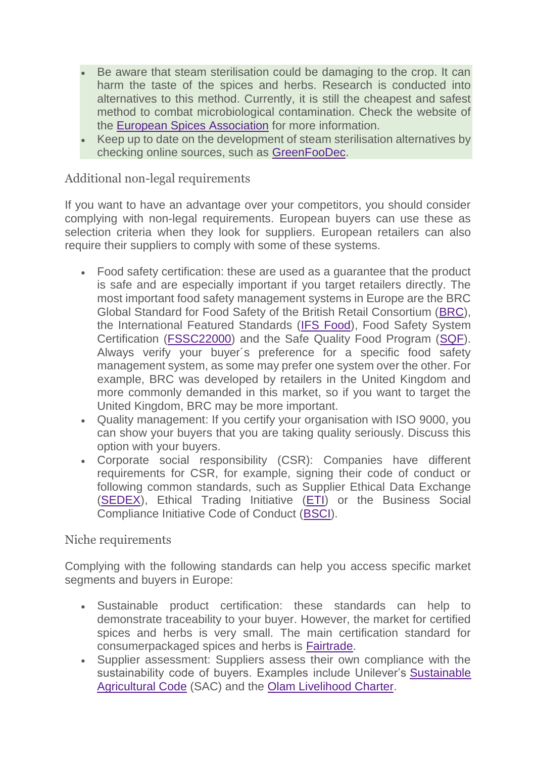- Be aware that steam sterilisation could be damaging to the crop. It can harm the taste of the spices and herbs. Research is conducted into alternatives to this method. Currently, it is still the cheapest and safest method to combat microbiological contamination. Check the website of the European Spices Association for more information.
- Keep up to date on the development of steam sterilisation alternatives by checking online sources, such as GreenFooDec.

### Additional non-legal requirements

If you want to have an advantage over your competitors, you should consider complying with non-legal requirements. European buyers can use these as selection criteria when they look for suppliers. European retailers can also require their suppliers to comply with some of these systems.

- Food safety certification: these are used as a guarantee that the product is safe and are especially important if you target retailers directly. The most important food safety management systems in Europe are the BRC Global Standard for Food Safety of the British Retail Consortium (BRC), the International Featured Standards (IFS Food), Food Safety System Certification (FSSC22000) and the Safe Quality Food Program (SQF). Always verify your buyer´s preference for a specific food safety management system, as some may prefer one system over the other. For example, BRC was developed by retailers in the United Kingdom and more commonly demanded in this market, so if you want to target the United Kingdom, BRC may be more important.
- Quality management: If you certify your organisation with ISO 9000, you can show your buyers that you are taking quality seriously. Discuss this option with your buyers.
- Corporate social responsibility (CSR): Companies have different requirements for CSR, for example, signing their code of conduct or following common standards, such as Supplier Ethical Data Exchange (SEDEX), Ethical Trading Initiative (ETI) or the Business Social Compliance Initiative Code of Conduct (BSCI).

### Niche requirements

Complying with the following standards can help you access specific market segments and buyers in Europe:

- Sustainable product certification: these standards can help to demonstrate traceability to your buyer. However, the market for certified spices and herbs is very small. The main certification standard for consumerpackaged spices and herbs is Fairtrade.
- Supplier assessment: Suppliers assess their own compliance with the sustainability code of buyers. Examples include Unilever's Sustainable Agricultural Code (SAC) and the Olam Livelihood Charter.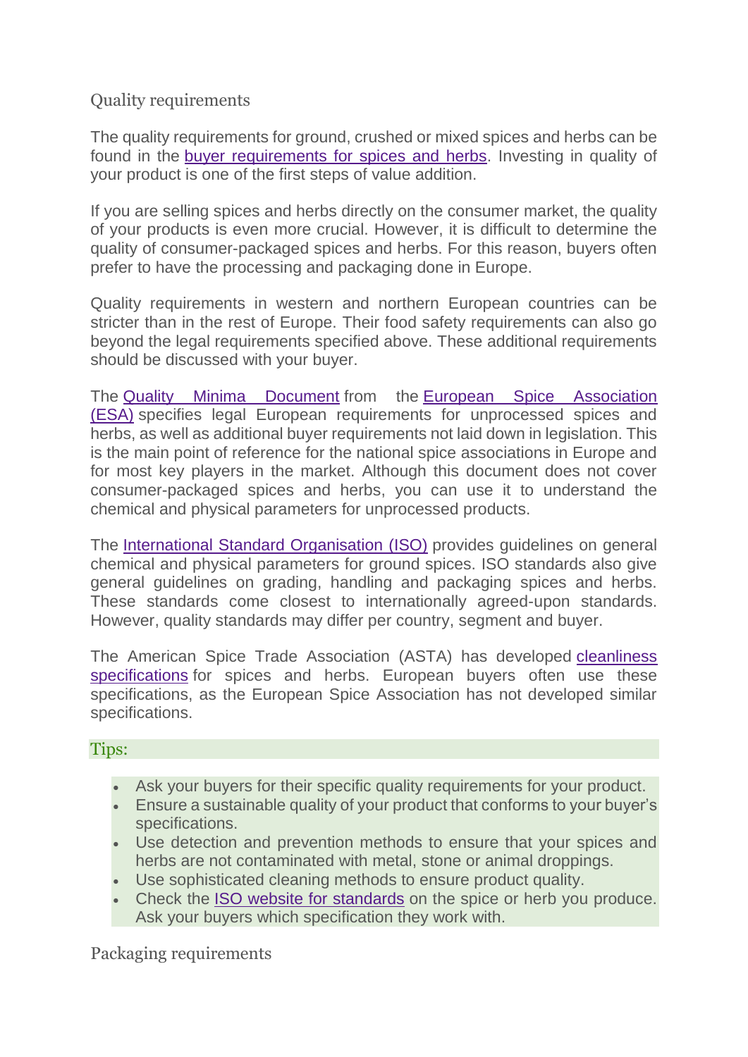### Quality requirements

The quality requirements for ground, crushed or mixed spices and herbs can be found in the buyer requirements for spices and herbs. Investing in quality of your product is one of the first steps of value addition.

If you are selling spices and herbs directly on the consumer market, the quality of your products is even more crucial. However, it is difficult to determine the quality of consumer-packaged spices and herbs. For this reason, buyers often prefer to have the processing and packaging done in Europe.

Quality requirements in western and northern European countries can be stricter than in the rest of Europe. Their food safety requirements can also go beyond the legal requirements specified above. These additional requirements should be discussed with your buyer.

The Quality Minima Document from the European Spice Association (ESA) specifies legal European requirements for unprocessed spices and herbs, as well as additional buyer requirements not laid down in legislation. This is the main point of reference for the national spice associations in Europe and for most key players in the market. Although this document does not cover consumer-packaged spices and herbs, you can use it to understand the chemical and physical parameters for unprocessed products.

The International Standard Organisation (ISO) provides guidelines on general chemical and physical parameters for ground spices. ISO standards also give general guidelines on grading, handling and packaging spices and herbs. These standards come closest to internationally agreed-upon standards. However, quality standards may differ per country, segment and buyer.

The American Spice Trade Association (ASTA) has developed cleanliness specifications for spices and herbs. European buyers often use these specifications, as the European Spice Association has not developed similar specifications.

**Tips:**

- Ask your buyers for their specific quality requirements for your product.
- Ensure a sustainable quality of your product that conforms to your buyer's specifications.
- Use detection and prevention methods to ensure that your spices and herbs are not contaminated with metal, stone or animal droppings.
- Use sophisticated cleaning methods to ensure product quality.
- Check the ISO website for standards on the spice or herb you produce. Ask your buyers which specification they work with.

### Packaging requirements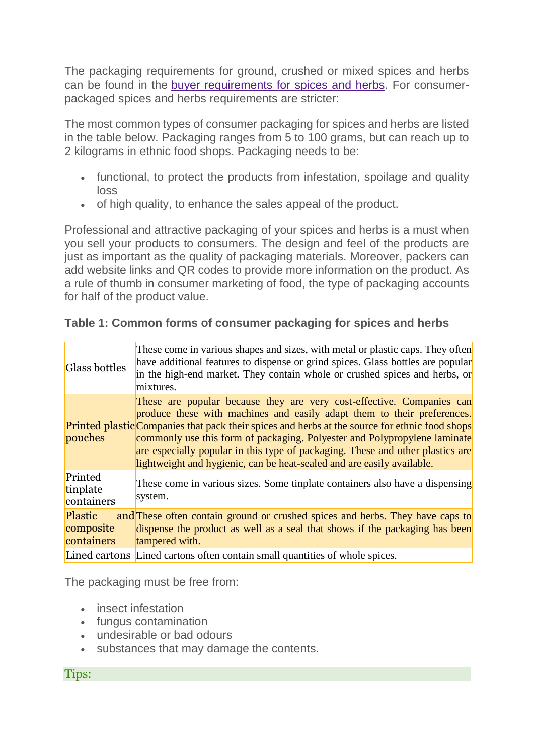The packaging requirements for ground, crushed or mixed spices and herbs can be found in the [buyer requirements for spices and herbs](). For consumer-packaged spices and herbs requirements are stricter:

The most common types of consumer packaging for spices and herbs are listed in the table below. Packaging ranges from 5 to 100 grams, but can reach up to 2 kilograms in ethnic food shops. Packaging needs to be:

- functional, to protect the products from infestation, spoilage and quality loss
- of high quality, to enhance the sales appeal of the product.

Professional and attractive packaging of your spices and herbs is a must when you sell your products to consumers. The design and feel of the products are just as important as the quality of packaging materials. Moreover, packers can add website links and QR codes to provide more information on the product. As a rule of thumb in consumer marketing of food, the type of packaging accounts for half of the product value.

**Table 1: Common forms of consumer packaging for spices and herbs**

| | |
|---|---|
| Glass bottles | These come in various shapes and sizes, with metal or plastic caps. They often have additional features to dispense or grind spices. Glass bottles are popular in the high-end market. They contain whole or crushed spices and herbs, or mixtures. |
| Printed plastic pouches | These are popular because they are very cost-effective. Companies can produce these with machines and easily adapt them to their preferences. Companies that pack their spices and herbs at the source for ethnic food shops commonly use this form of packaging. Polyester and Polypropylene laminate are especially popular in this type of packaging. These and other plastics are lightweight and hygienic, can be heat-sealed and are easily available. |
| Printed tinplate containers | These come in various sizes. Some tinplate containers also have a dispensing system. |
| Plastic and composite containers | These often contain ground or crushed spices and herbs. They have caps to dispense the product as well as a seal that shows if the packaging has been tampered with. |
| Lined cartons | Lined cartons often contain small quantities of whole spices. |

The packaging must be free from:

- insect infestation
- fungus contamination
- undesirable or bad odours
- substances that may damage the contents.

Tips: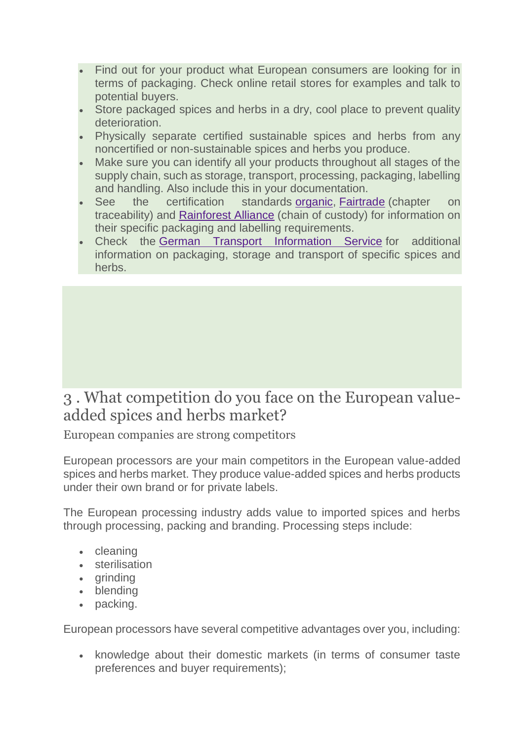- Find out for your product what European consumers are looking for in terms of packaging. Check online retail stores for examples and talk to potential buyers.
- Store packaged spices and herbs in a dry, cool place to prevent quality deterioration.
- Physically separate certified sustainable spices and herbs from any noncertified or non-sustainable spices and herbs you produce.
- Make sure you can identify all your products throughout all stages of the supply chain, such as storage, transport, processing, packaging, labelling and handling. Also include this in your documentation.
- See the certification standards organic, Fairtrade (chapter on traceability) and Rainforest Alliance (chain of custody) for information on their specific packaging and labelling requirements.
- Check the German Transport Information Service for additional information on packaging, storage and transport of specific spices and herbs.

## 3 . What competition do you face on the European value-added spices and herbs market?

### European companies are strong competitors

European processors are your main competitors in the European value-added spices and herbs market. They produce value-added spices and herbs products under their own brand or for private labels.

The European processing industry adds value to imported spices and herbs through processing, packing and branding. Processing steps include:

- cleaning
- sterilisation
- grinding
- blending
- packing.

European processors have several competitive advantages over you, including:

- knowledge about their domestic markets (in terms of consumer taste preferences and buyer requirements);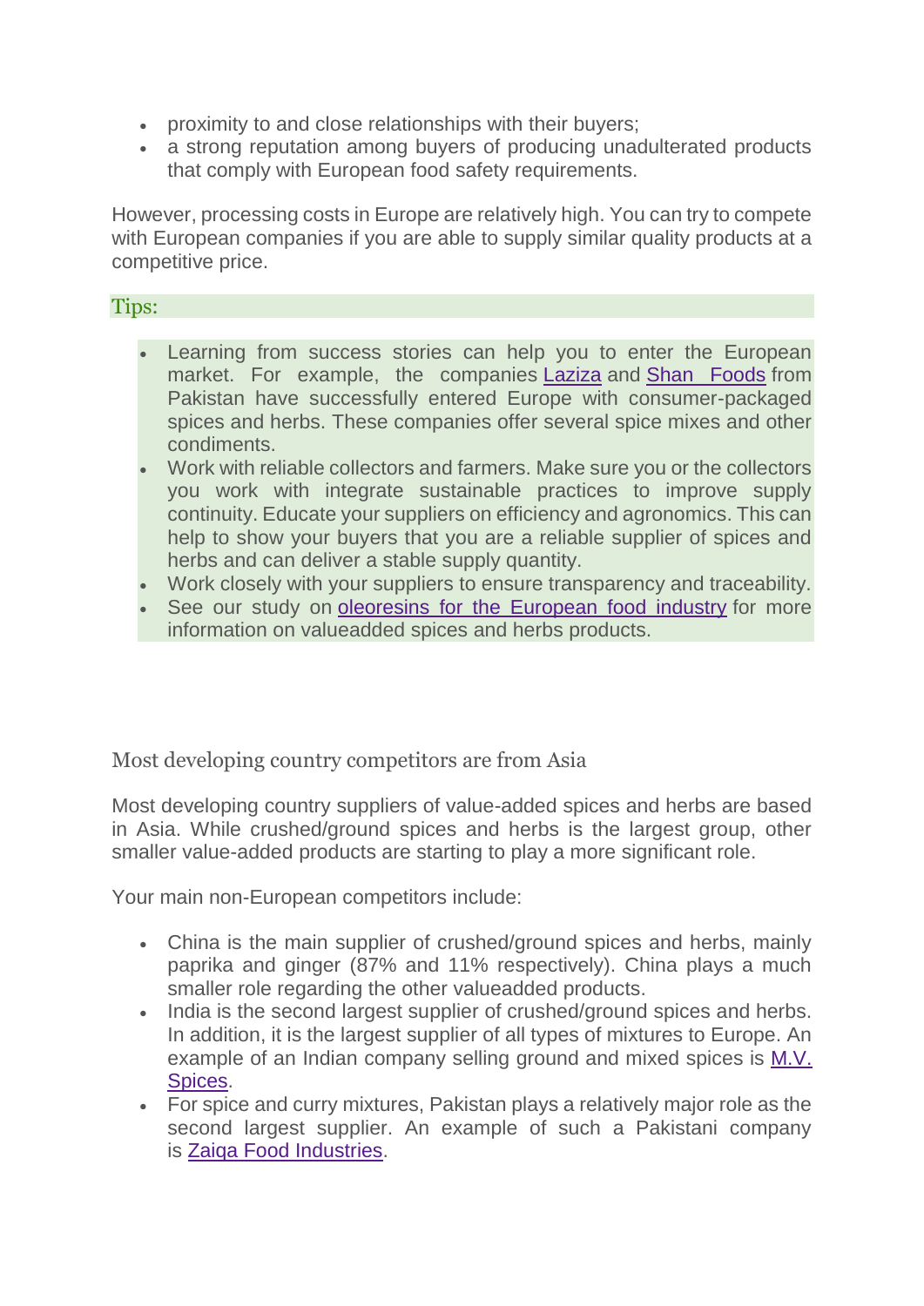- proximity to and close relationships with their buyers;
- a strong reputation among buyers of producing unadulterated products that comply with European food safety requirements.

However, processing costs in Europe are relatively high. You can try to compete with European companies if you are able to supply similar quality products at a competitive price.

Tips:

- Learning from success stories can help you to enter the European market. For example, the companies Laziza and Shan Foods from Pakistan have successfully entered Europe with consumer-packaged spices and herbs. These companies offer several spice mixes and other condiments.
- Work with reliable collectors and farmers. Make sure you or the collectors you work with integrate sustainable practices to improve supply continuity. Educate your suppliers on efficiency and agronomics. This can help to show your buyers that you are a reliable supplier of spices and herbs and can deliver a stable supply quantity.
- Work closely with your suppliers to ensure transparency and traceability.
- See our study on oleoresins for the European food industry for more information on valueadded spices and herbs products.

## Most developing country competitors are from Asia

Most developing country suppliers of value-added spices and herbs are based in Asia. While crushed/ground spices and herbs is the largest group, other smaller value-added products are starting to play a more significant role.

Your main non-European competitors include:

- China is the main supplier of crushed/ground spices and herbs, mainly paprika and ginger (87% and 11% respectively). China plays a much smaller role regarding the other valueadded products.
- India is the second largest supplier of crushed/ground spices and herbs. In addition, it is the largest supplier of all types of mixtures to Europe. An example of an Indian company selling ground and mixed spices is M.V. Spices.
- For spice and curry mixtures, Pakistan plays a relatively major role as the second largest supplier. An example of such a Pakistani company is Zaiqa Food Industries.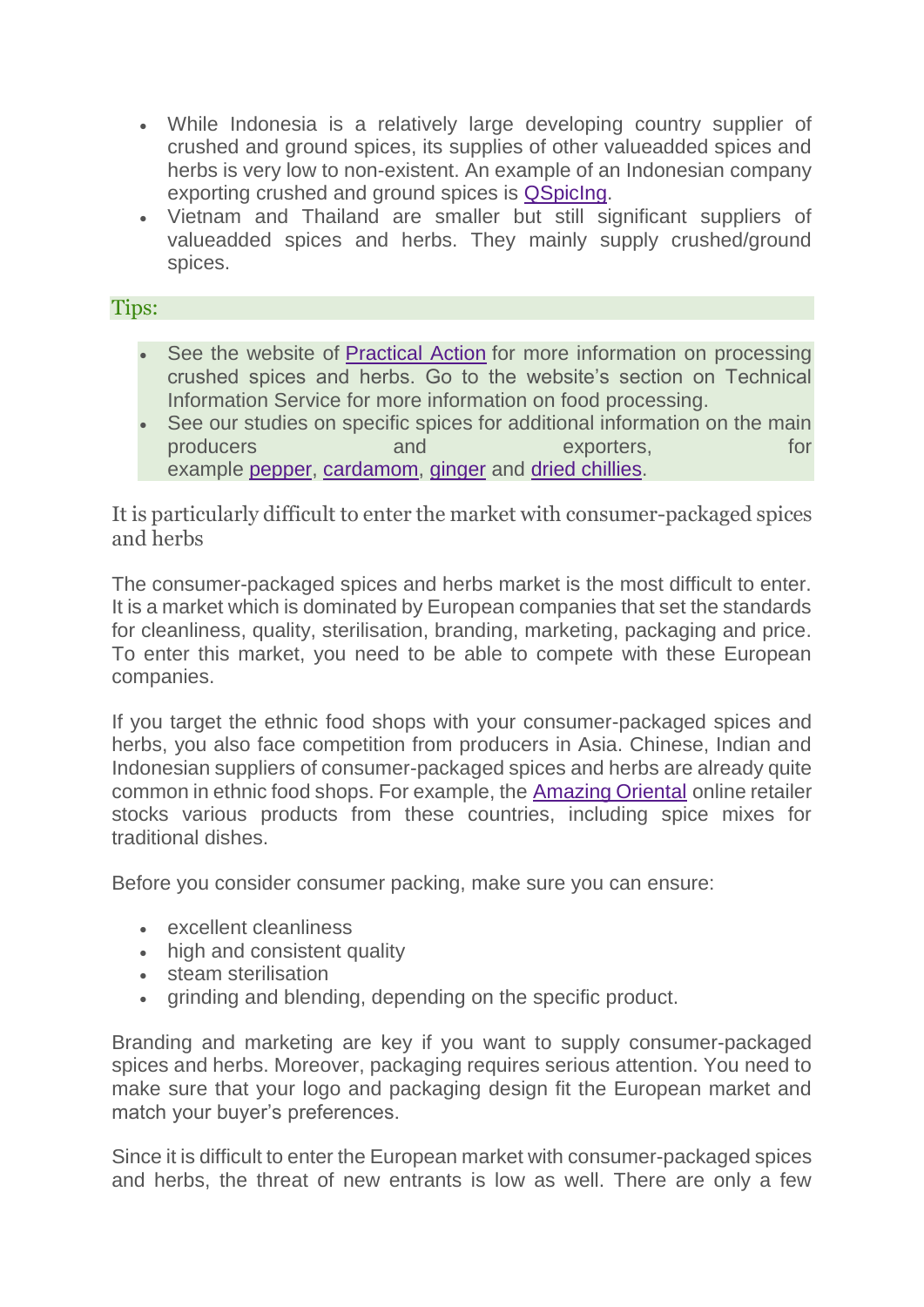- While Indonesia is a relatively large developing country supplier of crushed and ground spices, its supplies of other valueadded spices and herbs is very low to non-existent. An example of an Indonesian company exporting crushed and ground spices is QSpicIng.
- Vietnam and Thailand are smaller but still significant suppliers of valueadded spices and herbs. They mainly supply crushed/ground spices.

### Tips:

- See the website of Practical Action for more information on processing crushed spices and herbs. Go to the website's section on Technical Information Service for more information on food processing.
- See our studies on specific spices for additional information on the main producers and exporters, for example pepper, cardamom, ginger and dried chillies.

## It is particularly difficult to enter the market with consumer-packaged spices and herbs

The consumer-packaged spices and herbs market is the most difficult to enter. It is a market which is dominated by European companies that set the standards for cleanliness, quality, sterilisation, branding, marketing, packaging and price. To enter this market, you need to be able to compete with these European companies.

If you target the ethnic food shops with your consumer-packaged spices and herbs, you also face competition from producers in Asia. Chinese, Indian and Indonesian suppliers of consumer-packaged spices and herbs are already quite common in ethnic food shops. For example, the Amazing Oriental online retailer stocks various products from these countries, including spice mixes for traditional dishes.

Before you consider consumer packing, make sure you can ensure:

- excellent cleanliness
- high and consistent quality
- steam sterilisation
- grinding and blending, depending on the specific product.

Branding and marketing are key if you want to supply consumer-packaged spices and herbs. Moreover, packaging requires serious attention. You need to make sure that your logo and packaging design fit the European market and match your buyer's preferences.

Since it is difficult to enter the European market with consumer-packaged spices and herbs, the threat of new entrants is low as well. There are only a few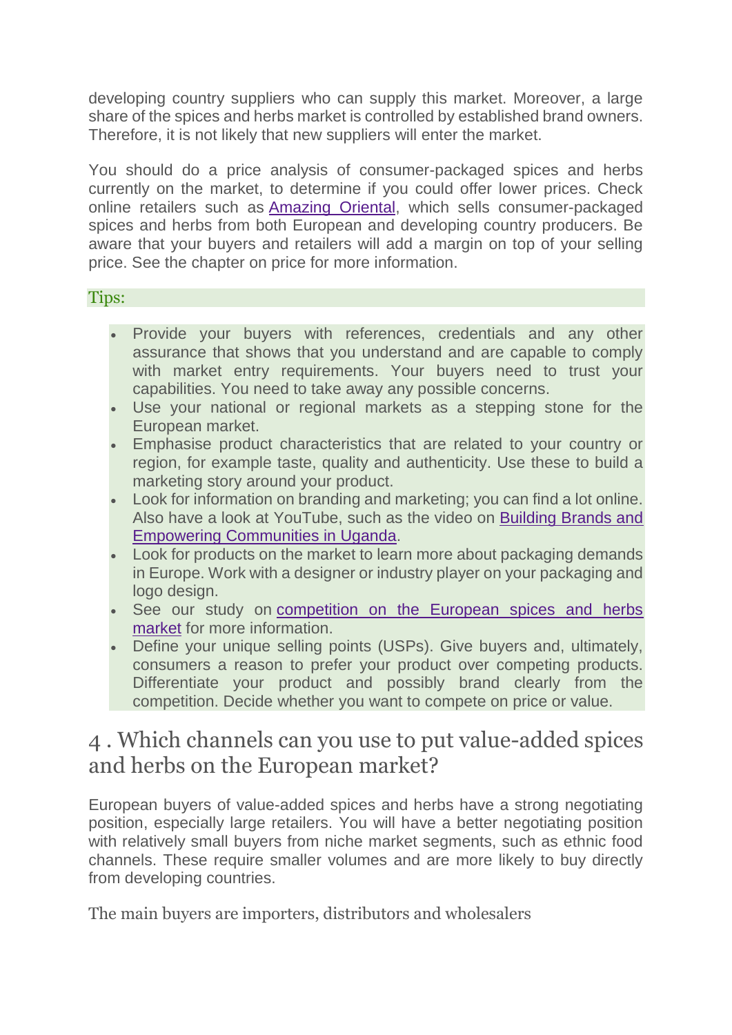developing country suppliers who can supply this market. Moreover, a large share of the spices and herbs market is controlled by established brand owners. Therefore, it is not likely that new suppliers will enter the market.

You should do a price analysis of consumer-packaged spices and herbs currently on the market, to determine if you could offer lower prices. Check online retailers such as Amazing Oriental, which sells consumer-packaged spices and herbs from both European and developing country producers. Be aware that your buyers and retailers will add a margin on top of your selling price. See the chapter on price for more information.

Tips:

- Provide your buyers with references, credentials and any other assurance that shows that you understand and are capable to comply with market entry requirements. Your buyers need to trust your capabilities. You need to take away any possible concerns.
- Use your national or regional markets as a stepping stone for the European market.
- Emphasise product characteristics that are related to your country or region, for example taste, quality and authenticity. Use these to build a marketing story around your product.
- Look for information on branding and marketing; you can find a lot online. Also have a look at YouTube, such as the video on Building Brands and Empowering Communities in Uganda.
- Look for products on the market to learn more about packaging demands in Europe. Work with a designer or industry player on your packaging and logo design.
- See our study on competition on the European spices and herbs market for more information.
- Define your unique selling points (USPs). Give buyers and, ultimately, consumers a reason to prefer your product over competing products. Differentiate your product and possibly brand clearly from the competition. Decide whether you want to compete on price or value.

## 4 . Which channels can you use to put value-added spices and herbs on the European market?

European buyers of value-added spices and herbs have a strong negotiating position, especially large retailers. You will have a better negotiating position with relatively small buyers from niche market segments, such as ethnic food channels. These require smaller volumes and are more likely to buy directly from developing countries.

### The main buyers are importers, distributors and wholesalers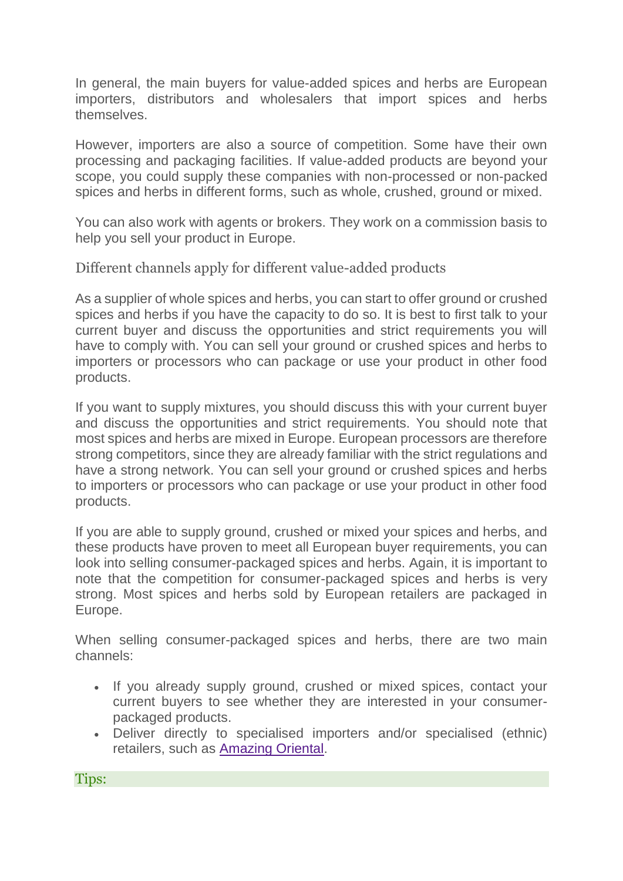In general, the main buyers for value-added spices and herbs are European importers, distributors and wholesalers that import spices and herbs themselves.

However, importers are also a source of competition. Some have their own processing and packaging facilities. If value-added products are beyond your scope, you could supply these companies with non-processed or non-packed spices and herbs in different forms, such as whole, crushed, ground or mixed.

You can also work with agents or brokers. They work on a commission basis to help you sell your product in Europe.

### Different channels apply for different value-added products

As a supplier of whole spices and herbs, you can start to offer ground or crushed spices and herbs if you have the capacity to do so. It is best to first talk to your current buyer and discuss the opportunities and strict requirements you will have to comply with. You can sell your ground or crushed spices and herbs to importers or processors who can package or use your product in other food products.

If you want to supply mixtures, you should discuss this with your current buyer and discuss the opportunities and strict requirements. You should note that most spices and herbs are mixed in Europe. European processors are therefore strong competitors, since they are already familiar with the strict regulations and have a strong network. You can sell your ground or crushed spices and herbs to importers or processors who can package or use your product in other food products.

If you are able to supply ground, crushed or mixed your spices and herbs, and these products have proven to meet all European buyer requirements, you can look into selling consumer-packaged spices and herbs. Again, it is important to note that the competition for consumer-packaged spices and herbs is very strong. Most spices and herbs sold by European retailers are packaged in Europe.

When selling consumer-packaged spices and herbs, there are two main channels:

- If you already supply ground, crushed or mixed spices, contact your current buyers to see whether they are interested in your consumer-packaged products.
- Deliver directly to specialised importers and/or specialised (ethnic) retailers, such as Amazing Oriental.

Tips: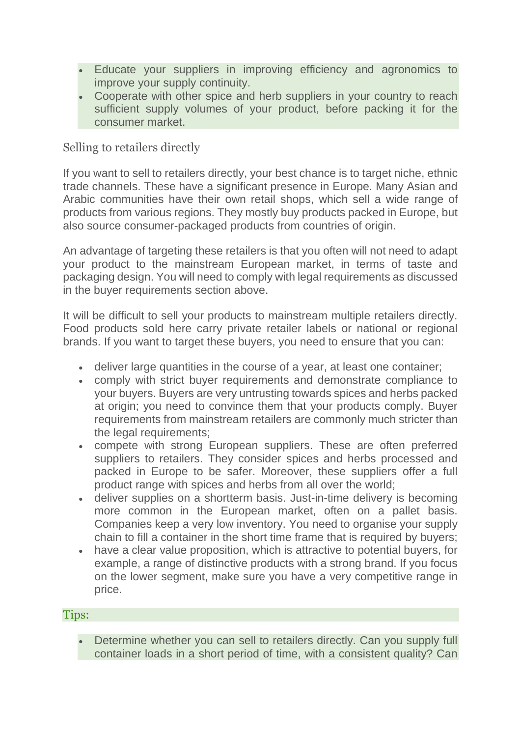- Educate your suppliers in improving efficiency and agronomics to improve your supply continuity.
- Cooperate with other spice and herb suppliers in your country to reach sufficient supply volumes of your product, before packing it for the consumer market.

### Selling to retailers directly

If you want to sell to retailers directly, your best chance is to target niche, ethnic trade channels. These have a significant presence in Europe. Many Asian and Arabic communities have their own retail shops, which sell a wide range of products from various regions. They mostly buy products packed in Europe, but also source consumer-packaged products from countries of origin.

An advantage of targeting these retailers is that you often will not need to adapt your product to the mainstream European market, in terms of taste and packaging design. You will need to comply with legal requirements as discussed in the buyer requirements section above.

It will be difficult to sell your products to mainstream multiple retailers directly. Food products sold here carry private retailer labels or national or regional brands. If you want to target these buyers, you need to ensure that you can:

- deliver large quantities in the course of a year, at least one container;
- comply with strict buyer requirements and demonstrate compliance to your buyers. Buyers are very untrusting towards spices and herbs packed at origin; you need to convince them that your products comply. Buyer requirements from mainstream retailers are commonly much stricter than the legal requirements;
- compete with strong European suppliers. These are often preferred suppliers to retailers. They consider spices and herbs processed and packed in Europe to be safer. Moreover, these suppliers offer a full product range with spices and herbs from all over the world;
- deliver supplies on a shortterm basis. Just-in-time delivery is becoming more common in the European market, often on a pallet basis. Companies keep a very low inventory. You need to organise your supply chain to fill a container in the short time frame that is required by buyers;
- have a clear value proposition, which is attractive to potential buyers, for example, a range of distinctive products with a strong brand. If you focus on the lower segment, make sure you have a very competitive range in price.

Tips:

- Determine whether you can sell to retailers directly. Can you supply full container loads in a short period of time, with a consistent quality? Can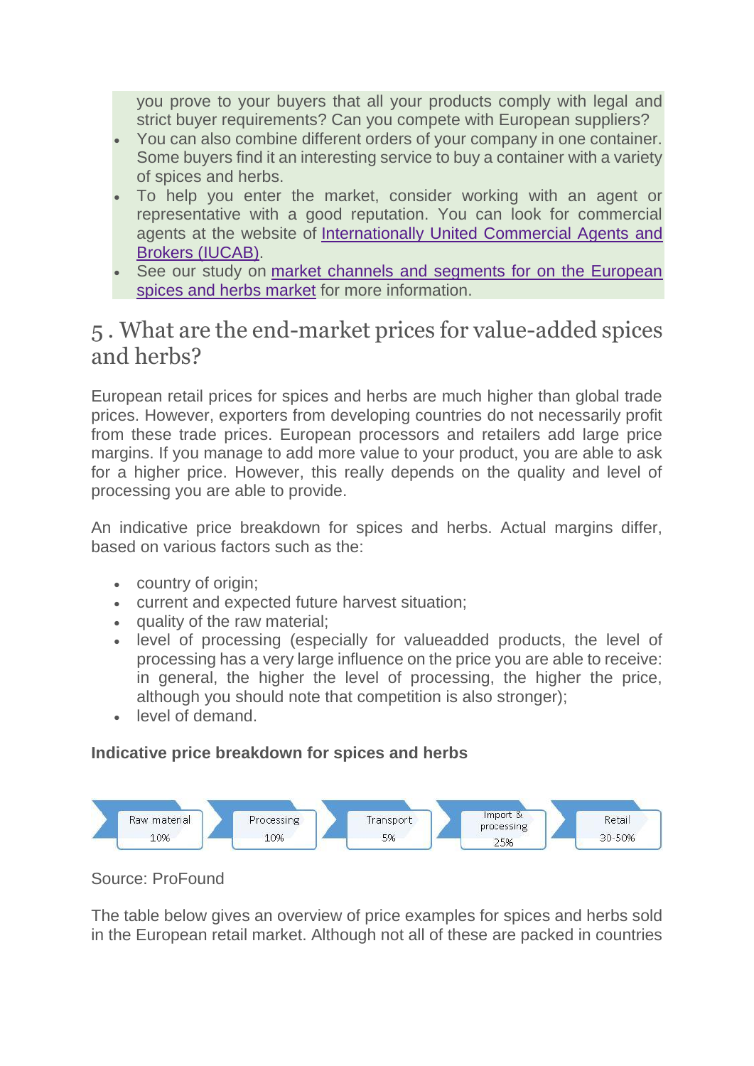you prove to your buyers that all your products comply with legal and strict buyer requirements? Can you compete with European suppliers?

- You can also combine different orders of your company in one container. Some buyers find it an interesting service to buy a container with a variety of spices and herbs.
- To help you enter the market, consider working with an agent or representative with a good reputation. You can look for commercial agents at the website of Internationally United Commercial Agents and Brokers (IUCAB).
- See our study on market channels and segments for on the European spices and herbs market for more information.

## 5 . What are the end-market prices for value-added spices and herbs?

European retail prices for spices and herbs are much higher than global trade prices. However, exporters from developing countries do not necessarily profit from these trade prices. European processors and retailers add large price margins. If you manage to add more value to your product, you are able to ask for a higher price. However, this really depends on the quality and level of processing you are able to provide.

An indicative price breakdown for spices and herbs. Actual margins differ, based on various factors such as the:

- country of origin;
- current and expected future harvest situation;
- quality of the raw material;
- level of processing (especially for valueadded products, the level of processing has a very large influence on the price you are able to receive: in general, the higher the level of processing, the higher the price, although you should note that competition is also stronger);
- level of demand.

**Indicative price breakdown for spices and herbs**

Raw material 10%
Processing 10%
Transport 5%
Import & processing 25%
Retail 30-50%

Source: ProFound

The table below gives an overview of price examples for spices and herbs sold in the European retail market. Although not all of these are packed in countries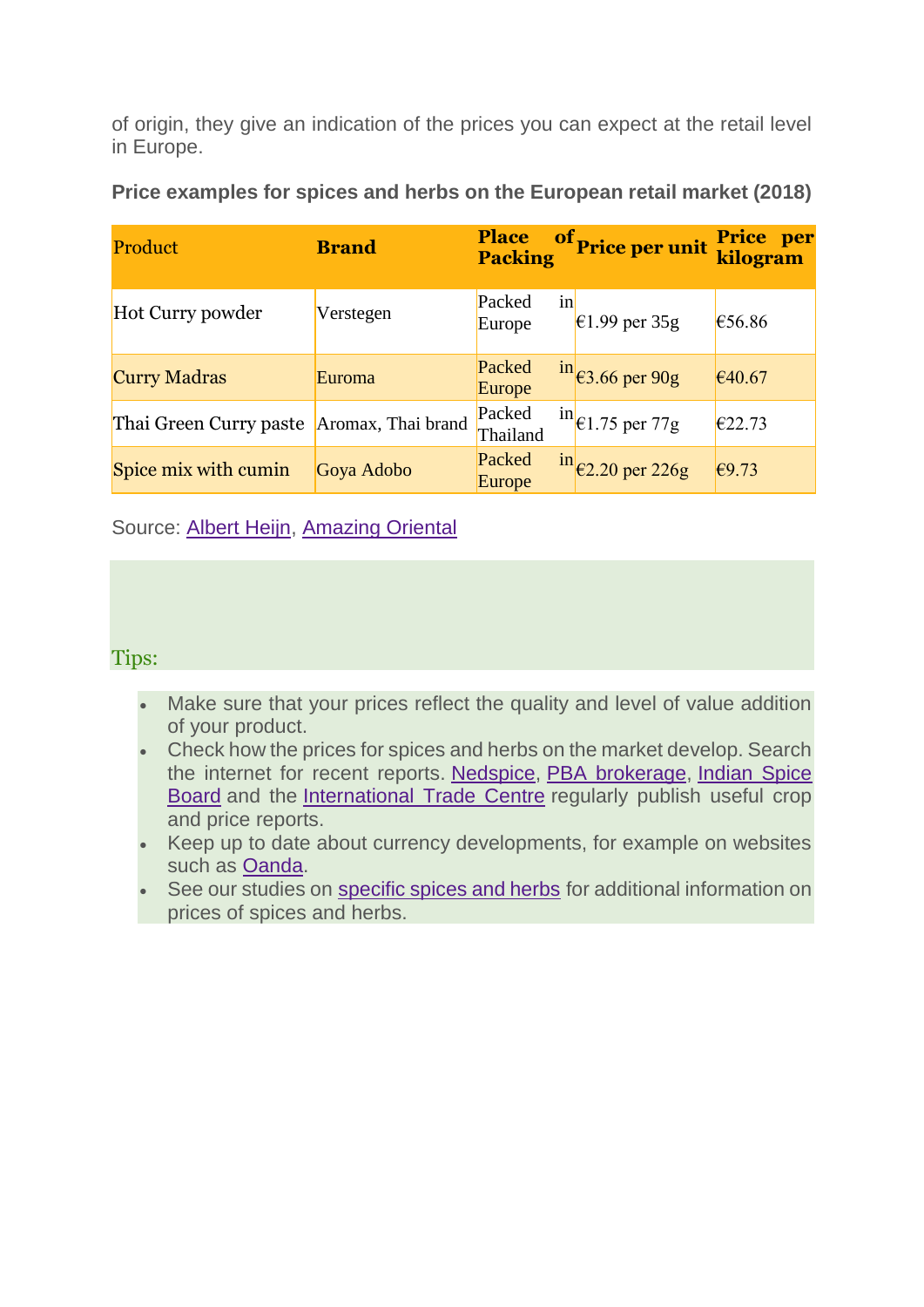of origin, they give an indication of the prices you can expect at the retail level in Europe.

**Price examples for spices and herbs on the European retail market (2018)**

| Product | Brand | Place of Packing | Price per unit | Price per kilogram |
|---|---|---|---|---|
| Hot Curry powder | Verstegen | Packed in Europe | €1.99 per 35g | €56.86 |
| Curry Madras | Euroma | Packed in Europe | €3.66 per 90g | €40.67 |
| Thai Green Curry paste | Aromax, Thai brand | Packed in Thailand | €1.75 per 77g | €22.73 |
| Spice mix with cumin | Goya Adobo | Packed in Europe | €2.20 per 226g | €9.73 |

Source: Albert Heijn, Amazing Oriental

Tips:

- Make sure that your prices reflect the quality and level of value addition of your product.
- Check how the prices for spices and herbs on the market develop. Search the internet for recent reports. Nedspice, PBA brokerage, Indian Spice Board and the International Trade Centre regularly publish useful crop and price reports.
- Keep up to date about currency developments, for example on websites such as Oanda.
- See our studies on specific spices and herbs for additional information on prices of spices and herbs.